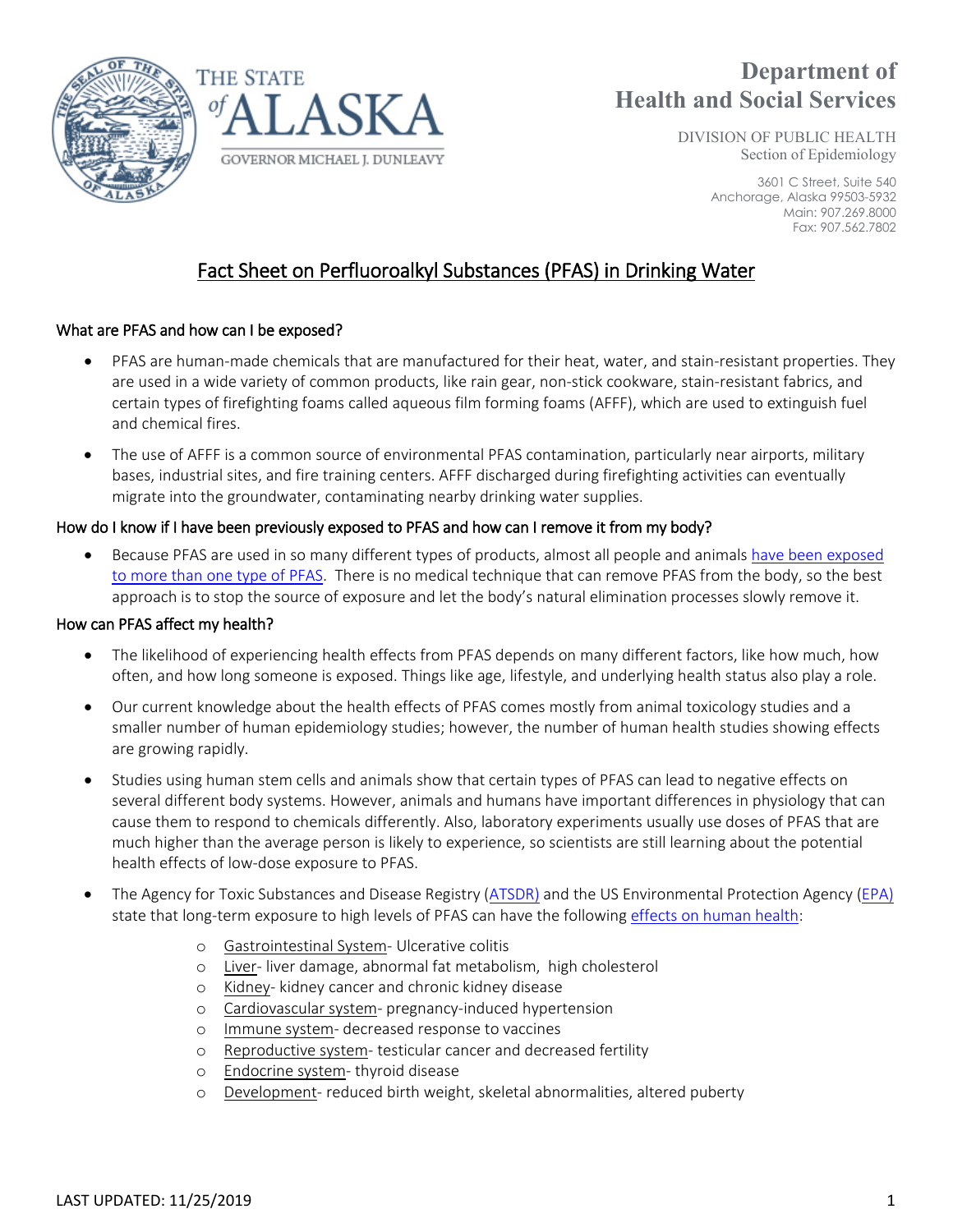THE STATE of ALASKA

GOVERNOR MICHAEL J. DUNLEAVY

**Department of Health and Social Services**

DIVISION OF PUBLIC HEALTH
Section of Epidemiology

3601 C Street, Suite 540
Anchorage, Alaska 99503-5932
Main: 907.269.8000
Fax: 907.562.7802

# Fact Sheet on Perfluoroalkyl Substances (PFAS) in Drinking Water

## What are PFAS and how can I be exposed?

- PFAS are human-made chemicals that are manufactured for their heat, water, and stain-resistant properties. They are used in a wide variety of common products, like rain gear, non-stick cookware, stain-resistant fabrics, and certain types of firefighting foams called aqueous film forming foams (AFFF), which are used to extinguish fuel and chemical fires.
- The use of AFFF is a common source of environmental PFAS contamination, particularly near airports, military bases, industrial sites, and fire training centers. AFFF discharged during firefighting activities can eventually migrate into the groundwater, contaminating nearby drinking water supplies.

## How do I know if I have been previously exposed to PFAS and how can I remove it from my body?

- Because PFAS are used in so many different types of products, almost all people and animals have been exposed to more than one type of PFAS. There is no medical technique that can remove PFAS from the body, so the best approach is to stop the source of exposure and let the body's natural elimination processes slowly remove it.

## How can PFAS affect my health?

- The likelihood of experiencing health effects from PFAS depends on many different factors, like how much, how often, and how long someone is exposed. Things like age, lifestyle, and underlying health status also play a role.
- Our current knowledge about the health effects of PFAS comes mostly from animal toxicology studies and a smaller number of human epidemiology studies; however, the number of human health studies showing effects are growing rapidly.
- Studies using human stem cells and animals show that certain types of PFAS can lead to negative effects on several different body systems. However, animals and humans have important differences in physiology that can cause them to respond to chemicals differently. Also, laboratory experiments usually use doses of PFAS that are much higher than the average person is likely to experience, so scientists are still learning about the potential health effects of low-dose exposure to PFAS.
- The Agency for Toxic Substances and Disease Registry (ATSDR) and the US Environmental Protection Agency (EPA) state that long-term exposure to high levels of PFAS can have the following effects on human health:
  - Gastrointestinal System- Ulcerative colitis
  - Liver- liver damage, abnormal fat metabolism, high cholesterol
  - Kidney- kidney cancer and chronic kidney disease
  - Cardiovascular system- pregnancy-induced hypertension
  - Immune system- decreased response to vaccines
  - Reproductive system- testicular cancer and decreased fertility
  - Endocrine system- thyroid disease
  - Development- reduced birth weight, skeletal abnormalities, altered puberty

LAST UPDATED: 11/25/2019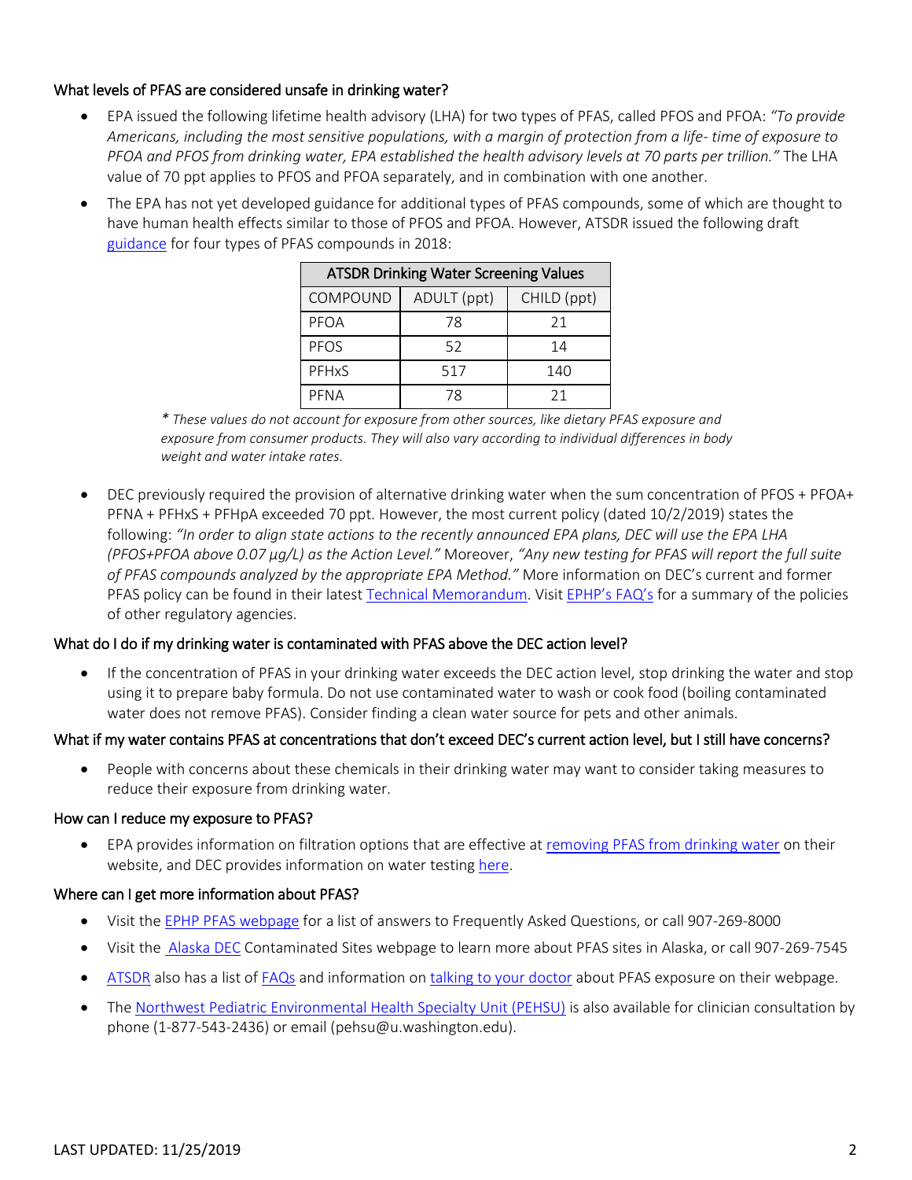### What levels of PFAS are considered unsafe in drinking water?

- EPA issued the following lifetime health advisory (LHA) for two types of PFAS, called PFOS and PFOA: *"To provide Americans, including the most sensitive populations, with a margin of protection from a life- time of exposure to PFOA and PFOS from drinking water, EPA established the health advisory levels at 70 parts per trillion."* The LHA value of 70 ppt applies to PFOS and PFOA separately, and in combination with one another.
- The EPA has not yet developed guidance for additional types of PFAS compounds, some of which are thought to have human health effects similar to those of PFOS and PFOA. However, ATSDR issued the following draft guidance for four types of PFAS compounds in 2018:

| ATSDR Drinking Water Screening Values | | |
|---|---|---|
| COMPOUND | ADULT (ppt) | CHILD (ppt) |
| PFOA | 78 | 21 |
| PFOS | 52 | 14 |
| PFHxS | 517 | 140 |
| PFNA | 78 | 21 |

*\* These values do not account for exposure from other sources, like dietary PFAS exposure and exposure from consumer products. They will also vary according to individual differences in body weight and water intake rates.*

- DEC previously required the provision of alternative drinking water when the sum concentration of PFOS + PFOA+ PFNA + PFHxS + PFHpA exceeded 70 ppt. However, the most current policy (dated 10/2/2019) states the following: *"In order to align state actions to the recently announced EPA plans, DEC will use the EPA LHA (PFOS+PFOA above 0.07 µg/L) as the Action Level."* Moreover, *"Any new testing for PFAS will report the full suite of PFAS compounds analyzed by the appropriate EPA Method."* More information on DEC's current and former PFAS policy can be found in their latest Technical Memorandum. Visit EPHP's FAQ's for a summary of the policies of other regulatory agencies.

### What do I do if my drinking water is contaminated with PFAS above the DEC action level?

- If the concentration of PFAS in your drinking water exceeds the DEC action level, stop drinking the water and stop using it to prepare baby formula. Do not use contaminated water to wash or cook food (boiling contaminated water does not remove PFAS). Consider finding a clean water source for pets and other animals.

### What if my water contains PFAS at concentrations that don't exceed DEC's current action level, but I still have concerns?

- People with concerns about these chemicals in their drinking water may want to consider taking measures to reduce their exposure from drinking water.

### How can I reduce my exposure to PFAS?

- EPA provides information on filtration options that are effective at removing PFAS from drinking water on their website, and DEC provides information on water testing here.

### Where can I get more information about PFAS?

- Visit the EPHP PFAS webpage for a list of answers to Frequently Asked Questions, or call 907-269-8000
- Visit the Alaska DEC Contaminated Sites webpage to learn more about PFAS sites in Alaska, or call 907-269-7545
- ATSDR also has a list of FAQs and information on talking to your doctor about PFAS exposure on their webpage.
- The Northwest Pediatric Environmental Health Specialty Unit (PEHSU) is also available for clinician consultation by phone (1-877-543-2436) or email (pehsu@u.washington.edu).

LAST UPDATED: 11/25/2019